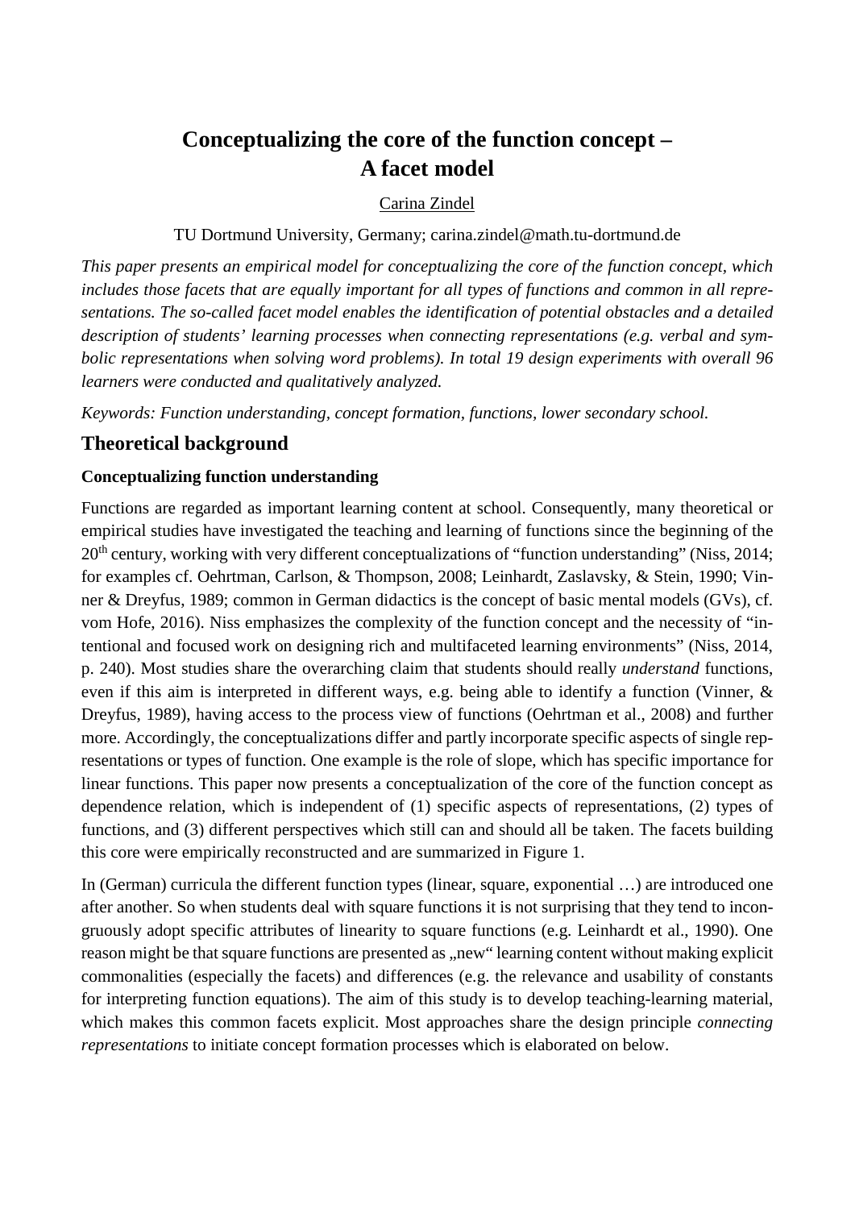# Conceptualizing the core of the function concept – A facet model

Carina Zindel

TU Dortmund University, Germany; carina.zindel@math.tu-dortmund.de

*This paper presents an empirical model for conceptualizing the core of the function concept, which includes those facets that are equally important for all types of functions and common in all representations. The so-called facet model enables the identification of potential obstacles and a detailed description of students' learning processes when connecting representations (e.g. verbal and symbolic representations when solving word problems). In total 19 design experiments with overall 96 learners were conducted and qualitatively analyzed.*

*Keywords: Function understanding, concept formation, functions, lower secondary school.*

## Theoretical background

### Conceptualizing function understanding

Functions are regarded as important learning content at school. Consequently, many theoretical or empirical studies have investigated the teaching and learning of functions since the beginning of the 20th century, working with very different conceptualizations of "function understanding" (Niss, 2014; for examples cf. Oehrtman, Carlson, & Thompson, 2008; Leinhardt, Zaslavsky, & Stein, 1990; Vinner & Dreyfus, 1989; common in German didactics is the concept of basic mental models (GVs), cf. vom Hofe, 2016). Niss emphasizes the complexity of the function concept and the necessity of "intentional and focused work on designing rich and multifaceted learning environments" (Niss, 2014, p. 240). Most studies share the overarching claim that students should really *understand* functions, even if this aim is interpreted in different ways, e.g. being able to identify a function (Vinner, & Dreyfus, 1989), having access to the process view of functions (Oehrtman et al., 2008) and further more. Accordingly, the conceptualizations differ and partly incorporate specific aspects of single representations or types of function. One example is the role of slope, which has specific importance for linear functions. This paper now presents a conceptualization of the core of the function concept as dependence relation, which is independent of (1) specific aspects of representations, (2) types of functions, and (3) different perspectives which still can and should all be taken. The facets building this core were empirically reconstructed and are summarized in Figure 1.

In (German) curricula the different function types (linear, square, exponential …) are introduced one after another. So when students deal with square functions it is not surprising that they tend to incongruously adopt specific attributes of linearity to square functions (e.g. Leinhardt et al., 1990). One reason might be that square functions are presented as „new" learning content without making explicit commonalities (especially the facets) and differences (e.g. the relevance and usability of constants for interpreting function equations). The aim of this study is to develop teaching-learning material, which makes this common facets explicit. Most approaches share the design principle *connecting representations* to initiate concept formation processes which is elaborated on below.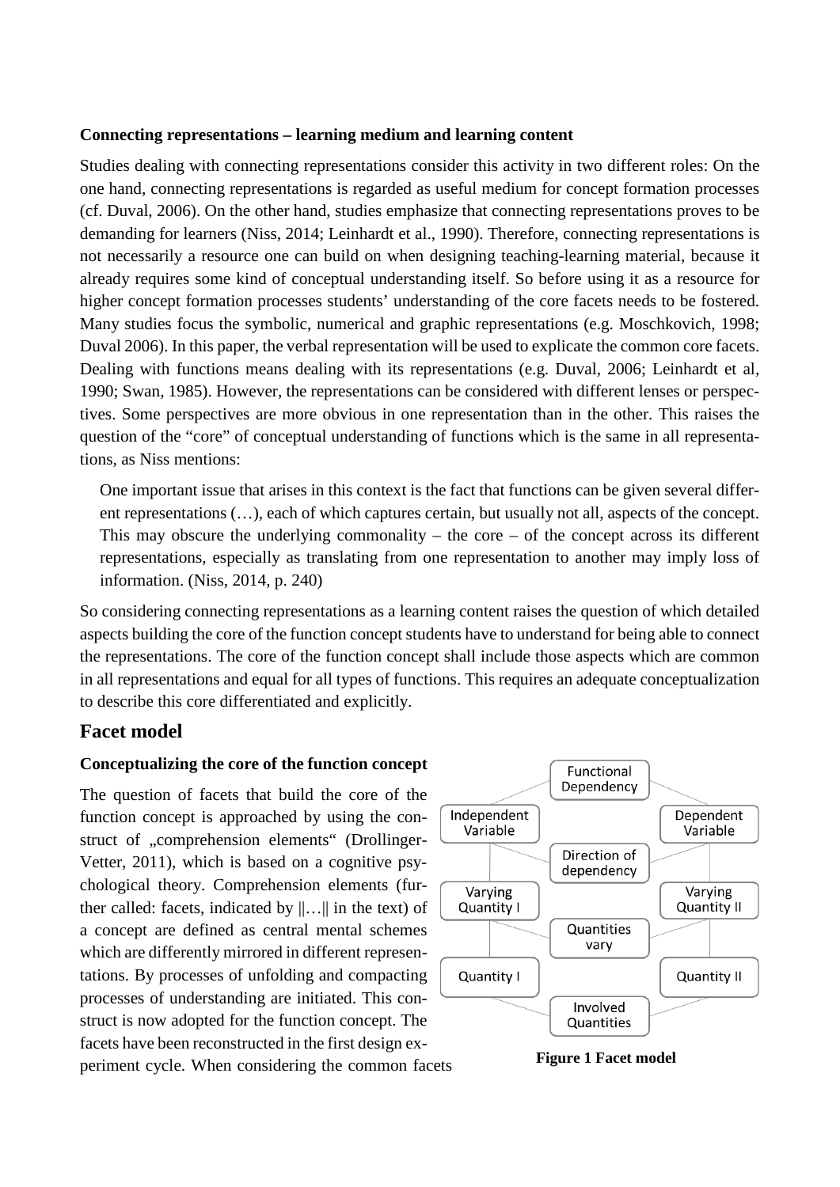**Connecting representations – learning medium and learning content**

Studies dealing with connecting representations consider this activity in two different roles: On the one hand, connecting representations is regarded as useful medium for concept formation processes (cf. Duval, 2006). On the other hand, studies emphasize that connecting representations proves to be demanding for learners (Niss, 2014; Leinhardt et al., 1990). Therefore, connecting representations is not necessarily a resource one can build on when designing teaching-learning material, because it already requires some kind of conceptual understanding itself. So before using it as a resource for higher concept formation processes students' understanding of the core facets needs to be fostered. Many studies focus the symbolic, numerical and graphic representations (e.g. Moschkovich, 1998; Duval 2006). In this paper, the verbal representation will be used to explicate the common core facets. Dealing with functions means dealing with its representations (e.g. Duval, 2006; Leinhardt et al, 1990; Swan, 1985). However, the representations can be considered with different lenses or perspectives. Some perspectives are more obvious in one representation than in the other. This raises the question of the "core" of conceptual understanding of functions which is the same in all representations, as Niss mentions:

> One important issue that arises in this context is the fact that functions can be given several different representations (…), each of which captures certain, but usually not all, aspects of the concept. This may obscure the underlying commonality – the core – of the concept across its different representations, especially as translating from one representation to another may imply loss of information. (Niss, 2014, p. 240)

So considering connecting representations as a learning content raises the question of which detailed aspects building the core of the function concept students have to understand for being able to connect the representations. The core of the function concept shall include those aspects which are common in all representations and equal for all types of functions. This requires an adequate conceptualization to describe this core differentiated and explicitly.

## Facet model

**Conceptualizing the core of the function concept**

The question of facets that build the core of the function concept is approached by using the construct of „comprehension elements" (Drollinger-Vetter, 2011), which is based on a cognitive psychological theory. Comprehension elements (further called: facets, indicated by ‖…‖ in the text) of a concept are defined as central mental schemes which are differently mirrored in different representations. By processes of unfolding and compacting processes of understanding are initiated. This construct is now adopted for the function concept. The facets have been reconstructed in the first design experiment cycle. When considering the common facets

**Figure 1 Facet model**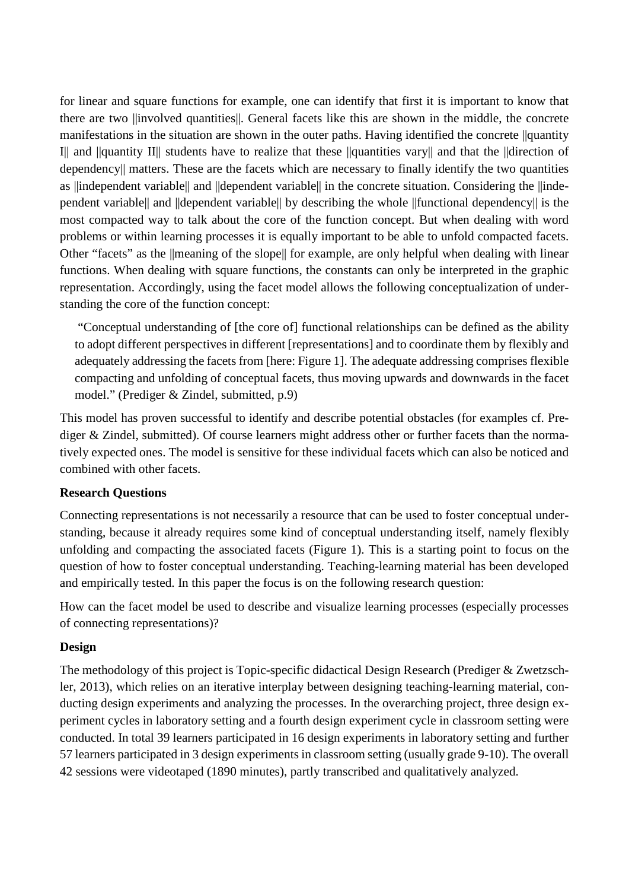for linear and square functions for example, one can identify that first it is important to know that there are two ||involved quantities||. General facets like this are shown in the middle, the concrete manifestations in the situation are shown in the outer paths. Having identified the concrete ||quantity I|| and ||quantity II|| students have to realize that these ||quantities vary|| and that the ||direction of dependency|| matters. These are the facets which are necessary to finally identify the two quantities as ||independent variable|| and ||dependent variable|| in the concrete situation. Considering the ||independent variable|| and ||dependent variable|| by describing the whole ||functional dependency|| is the most compacted way to talk about the core of the function concept. But when dealing with word problems or within learning processes it is equally important to be able to unfold compacted facets. Other "facets" as the ||meaning of the slope|| for example, are only helpful when dealing with linear functions. When dealing with square functions, the constants can only be interpreted in the graphic representation. Accordingly, using the facet model allows the following conceptualization of understanding the core of the function concept:

> "Conceptual understanding of [the core of] functional relationships can be defined as the ability to adopt different perspectives in different [representations] and to coordinate them by flexibly and adequately addressing the facets from [here: Figure 1]. The adequate addressing comprises flexible compacting and unfolding of conceptual facets, thus moving upwards and downwards in the facet model." (Prediger & Zindel, submitted, p.9)

This model has proven successful to identify and describe potential obstacles (for examples cf. Prediger & Zindel, submitted). Of course learners might address other or further facets than the normatively expected ones. The model is sensitive for these individual facets which can also be noticed and combined with other facets.

**Research Questions**

Connecting representations is not necessarily a resource that can be used to foster conceptual understanding, because it already requires some kind of conceptual understanding itself, namely flexibly unfolding and compacting the associated facets (Figure 1). This is a starting point to focus on the question of how to foster conceptual understanding. Teaching-learning material has been developed and empirically tested. In this paper the focus is on the following research question:

How can the facet model be used to describe and visualize learning processes (especially processes of connecting representations)?

**Design**

The methodology of this project is Topic-specific didactical Design Research (Prediger & Zwetzschler, 2013), which relies on an iterative interplay between designing teaching-learning material, conducting design experiments and analyzing the processes. In the overarching project, three design experiment cycles in laboratory setting and a fourth design experiment cycle in classroom setting were conducted. In total 39 learners participated in 16 design experiments in laboratory setting and further 57 learners participated in 3 design experiments in classroom setting (usually grade 9-10). The overall 42 sessions were videotaped (1890 minutes), partly transcribed and qualitatively analyzed.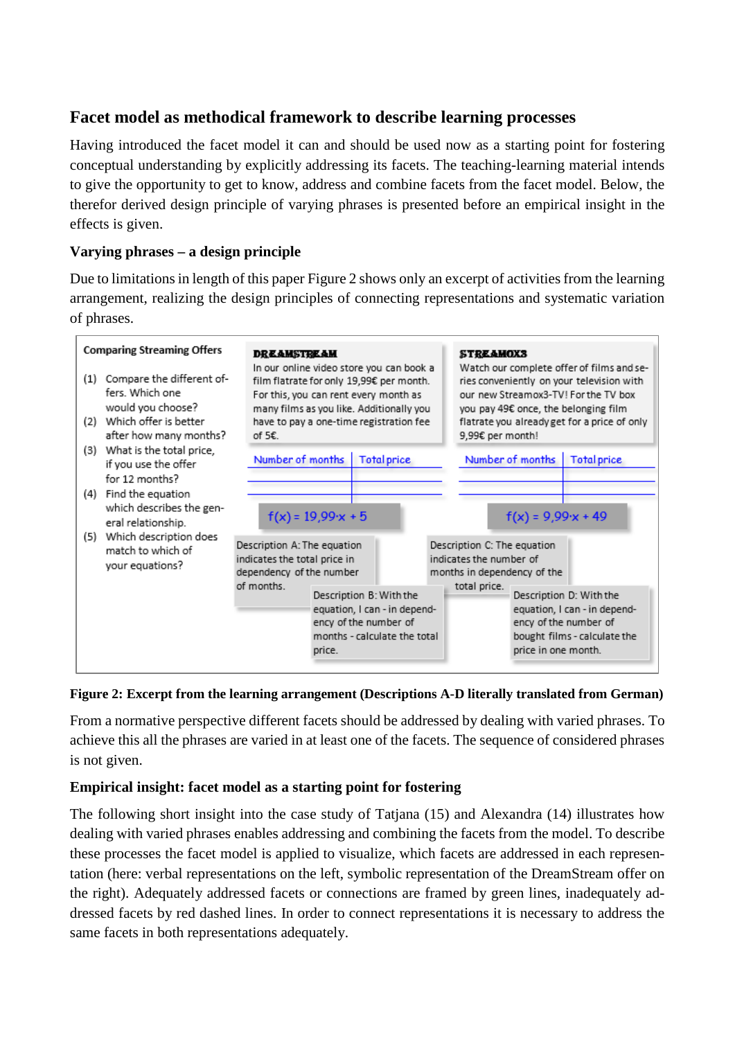## Facet model as methodical framework to describe learning processes

Having introduced the facet model it can and should be used now as a starting point for fostering conceptual understanding by explicitly addressing its facets. The teaching-learning material intends to give the opportunity to get to know, address and combine facets from the facet model. Below, the therefor derived design principle of varying phrases is presented before an empirical insight in the effects is given.

### Varying phrases – a design principle

Due to limitations in length of this paper Figure 2 shows only an excerpt of activities from the learning arrangement, realizing the design principles of connecting representations and systematic variation of phrases.

**Comparing Streaming Offers**

1. Compare the different offers. Which one would you choose?
2. Which offer is better after how many months?
3. What is the total price, if you use the offer for 12 months?
4. Find the equation which describes the general relationship.
5. Which description does match to which of your equations?

**DREAMSTREAM**
In our online video store you can book a film flatrate for only 19,99€ per month. For this, you can rent every month as many films as you like. Additionally you have to pay a one-time registration fee of 5€.

| Number of months | Total price |
|---|---|
| | |
| | |

$f(x) = 19{,}99 \cdot x + 5$

**STREAMOX3**
Watch our complete offer of films and series conveniently on your television with our new Streamox3-TV! For the TV box you pay 49€ once, the belonging film flatrate you already get for a price of only 9,99€ per month!

| Number of months | Total price |
|---|---|
| | |
| | |

$f(x) = 9{,}99 \cdot x + 49$

Description A: The equation indicates the total price in dependency of the number of months.

Description B: With the equation, I can - in dependency of the number of months - calculate the total price.

Description C: The equation indicates the number of months in dependency of the total price.

Description D: With the equation, I can - in dependency of the number of bought films - calculate the price in one month.

**Figure 2: Excerpt from the learning arrangement (Descriptions A-D literally translated from German)**

From a normative perspective different facets should be addressed by dealing with varied phrases. To achieve this all the phrases are varied in at least one of the facets. The sequence of considered phrases is not given.

### Empirical insight: facet model as a starting point for fostering

The following short insight into the case study of Tatjana (15) and Alexandra (14) illustrates how dealing with varied phrases enables addressing and combining the facets from the model. To describe these processes the facet model is applied to visualize, which facets are addressed in each representation (here: verbal representations on the left, symbolic representation of the DreamStream offer on the right). Adequately addressed facets or connections are framed by green lines, inadequately addressed facets by red dashed lines. In order to connect representations it is necessary to address the same facets in both representations adequately.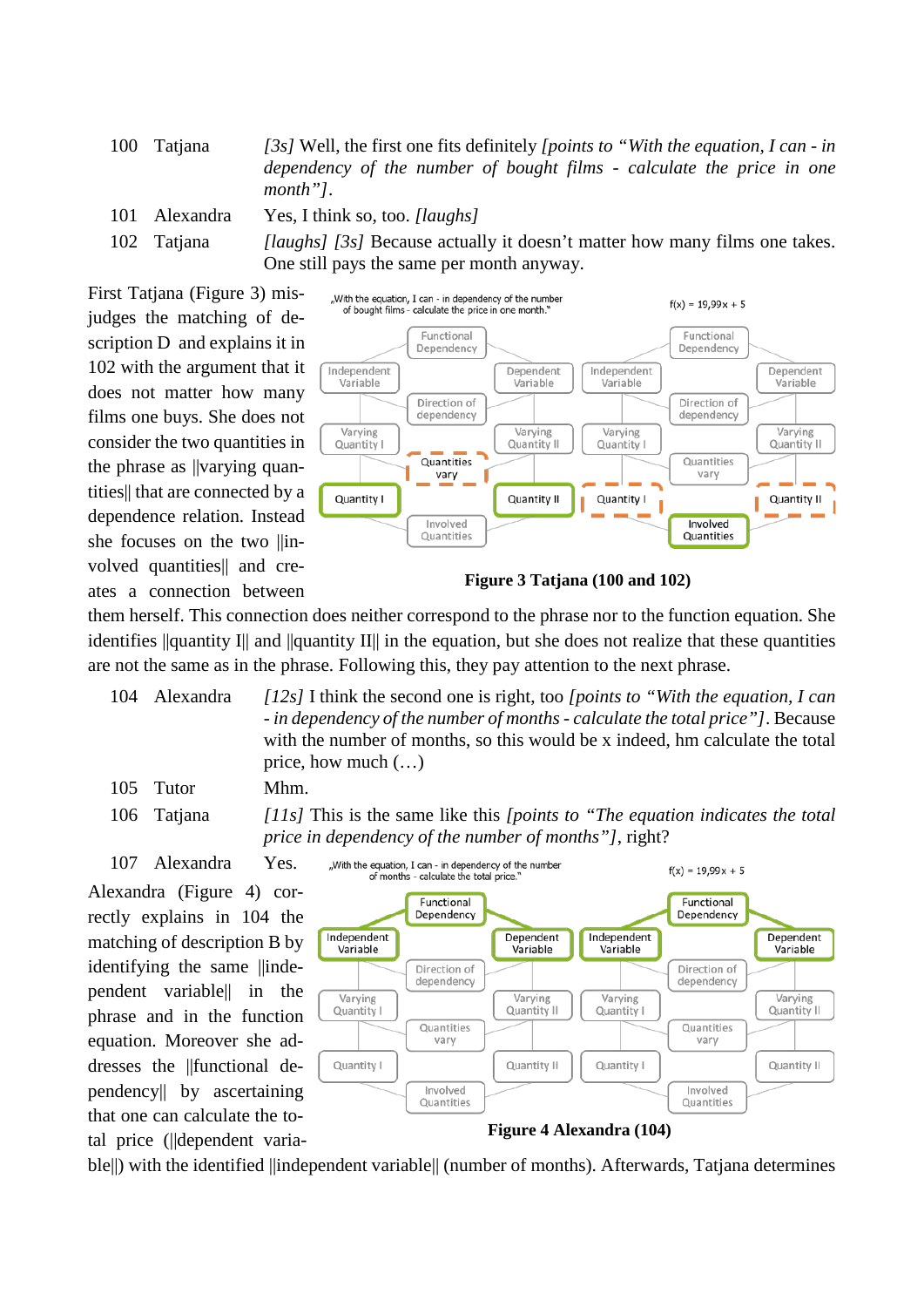| | | |
|---|---|---|
| 100 | Tatjana | *[3s]* Well, the first one fits definitely *[points to "With the equation, I can - in dependency of the number of bought films - calculate the price in one month"]*. |
| 101 | Alexandra | Yes, I think so, too. *[laughs]* |
| 102 | Tatjana | *[laughs] [3s]* Because actually it doesn't matter how many films one takes. One still pays the same per month anyway. |

First Tatjana (Figure 3) misjudges the matching of description D and explains it in 102 with the argument that it does not matter how many films one buys. She does not consider the two quantities in the phrase as ||varying quantities|| that are connected by a dependence relation. Instead she focuses on the two ||involved quantities|| and creates a connection between them herself. This connection does neither correspond to the phrase nor to the function equation. She identifies ||quantity I|| and ||quantity II|| in the equation, but she does not realize that these quantities are not the same as in the phrase. Following this, they pay attention to the next phrase.

**Figure 3 Tatjana (100 and 102)**

| | | |
|---|---|---|
| 104 | Alexandra | *[12s]* I think the second one is right, too *[points to "With the equation, I can - in dependency of the number of months - calculate the total price"]*. Because with the number of months, so this would be x indeed, hm calculate the total price, how much (…) |
| 105 | Tutor | Mhm. |
| 106 | Tatjana | *[11s]* This is the same like this *[points to "The equation indicates the total price in dependency of the number of months"]*, right? |
| 107 | Alexandra | Yes. |

Alexandra (Figure 4) correctly explains in 104 the matching of description B by identifying the same ||independent variable|| in the phrase and in the function equation. Moreover she addresses the ||functional dependency|| by ascertaining that one can calculate the total price (||dependent variable||) with the identified ||independent variable|| (number of months). Afterwards, Tatjana determines

**Figure 4 Alexandra (104)**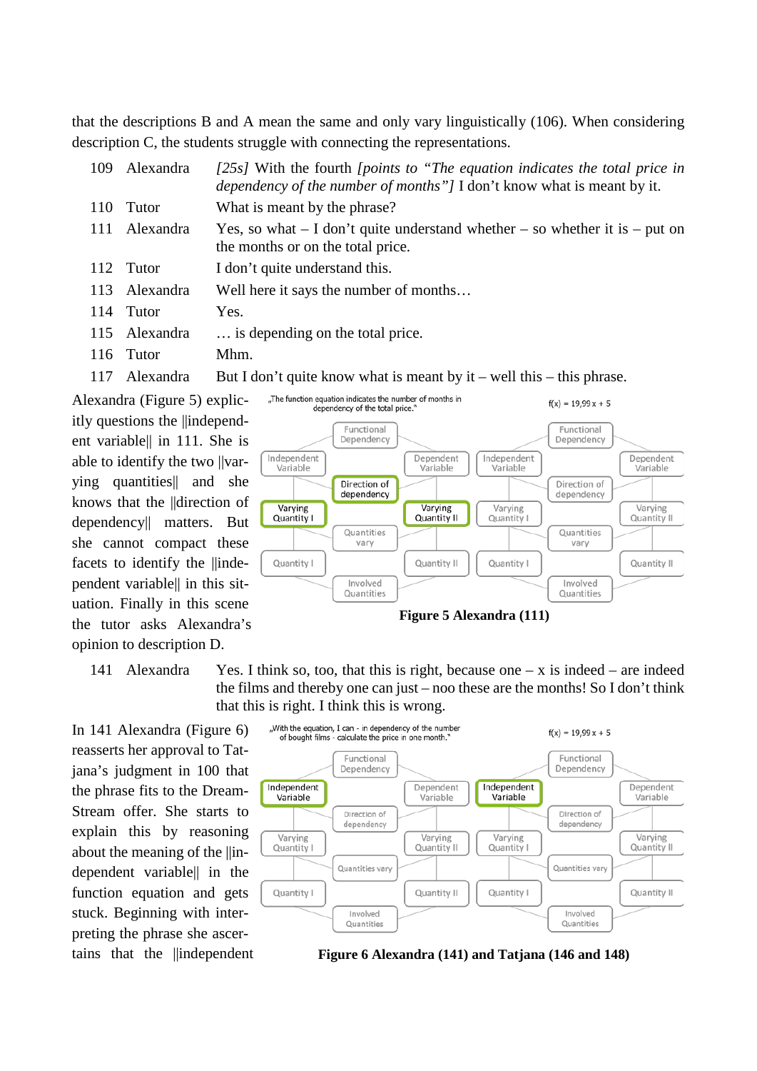that the descriptions B and A mean the same and only vary linguistically (106). When considering description C, the students struggle with connecting the representations.

| | | |
|---|---|---|
| 109 | Alexandra | *[25s]* With the fourth *[points to "The equation indicates the total price in dependency of the number of months"]* I don't know what is meant by it. |
| 110 | Tutor | What is meant by the phrase? |
| 111 | Alexandra | Yes, so what – I don't quite understand whether – so whether it is – put on the months or on the total price. |
| 112 | Tutor | I don't quite understand this. |
| 113 | Alexandra | Well here it says the number of months… |
| 114 | Tutor | Yes. |
| 115 | Alexandra | … is depending on the total price. |
| 116 | Tutor | Mhm. |
| 117 | Alexandra | But I don't quite know what is meant by it – well this – this phrase. |

Alexandra (Figure 5) explicitly questions the ||independent variable|| in 111. She is able to identify the two ||varying quantities|| and she knows that the ||direction of dependency|| matters. But she cannot compact these facets to identify the ||independent variable|| in this situation. Finally in this scene the tutor asks Alexandra's opinion to description D.

**Figure 5 Alexandra (111)**

| | | |
|---|---|---|
| 141 | Alexandra | Yes. I think so, too, that this is right, because one – x is indeed – are indeed the films and thereby one can just – noo these are the months! So I don't think that this is right. I think this is wrong. |

In 141 Alexandra (Figure 6) reasserts her approval to Tatjana's judgment in 100 that the phrase fits to the DreamStream offer. She starts to explain this by reasoning about the meaning of the ||independent variable|| in the function equation and gets stuck. Beginning with interpreting the phrase she ascertains that the ||independent

**Figure 6 Alexandra (141) and Tatjana (146 and 148)**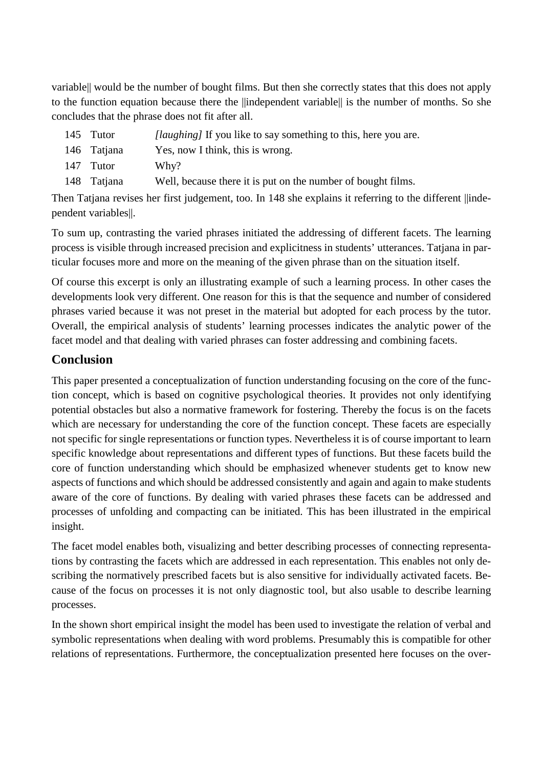variable|| would be the number of bought films. But then she correctly states that this does not apply to the function equation because there the ||independent variable|| is the number of months. So she concludes that the phrase does not fit after all.

| | | |
|---|---|---|
| 145 | Tutor | *[laughing]* If you like to say something to this, here you are. |
| 146 | Tatjana | Yes, now I think, this is wrong. |
| 147 | Tutor | Why? |
| 148 | Tatjana | Well, because there it is put on the number of bought films. |

Then Tatjana revises her first judgement, too. In 148 she explains it referring to the different ||independent variables||.

To sum up, contrasting the varied phrases initiated the addressing of different facets. The learning process is visible through increased precision and explicitness in students' utterances. Tatjana in particular focuses more and more on the meaning of the given phrase than on the situation itself.

Of course this excerpt is only an illustrating example of such a learning process. In other cases the developments look very different. One reason for this is that the sequence and number of considered phrases varied because it was not preset in the material but adopted for each process by the tutor. Overall, the empirical analysis of students' learning processes indicates the analytic power of the facet model and that dealing with varied phrases can foster addressing and combining facets.

## Conclusion

This paper presented a conceptualization of function understanding focusing on the core of the function concept, which is based on cognitive psychological theories. It provides not only identifying potential obstacles but also a normative framework for fostering. Thereby the focus is on the facets which are necessary for understanding the core of the function concept. These facets are especially not specific for single representations or function types. Nevertheless it is of course important to learn specific knowledge about representations and different types of functions. But these facets build the core of function understanding which should be emphasized whenever students get to know new aspects of functions and which should be addressed consistently and again and again to make students aware of the core of functions. By dealing with varied phrases these facets can be addressed and processes of unfolding and compacting can be initiated. This has been illustrated in the empirical insight.

The facet model enables both, visualizing and better describing processes of connecting representations by contrasting the facets which are addressed in each representation. This enables not only describing the normatively prescribed facets but is also sensitive for individually activated facets. Because of the focus on processes it is not only diagnostic tool, but also usable to describe learning processes.

In the shown short empirical insight the model has been used to investigate the relation of verbal and symbolic representations when dealing with word problems. Presumably this is compatible for other relations of representations. Furthermore, the conceptualization presented here focuses on the over-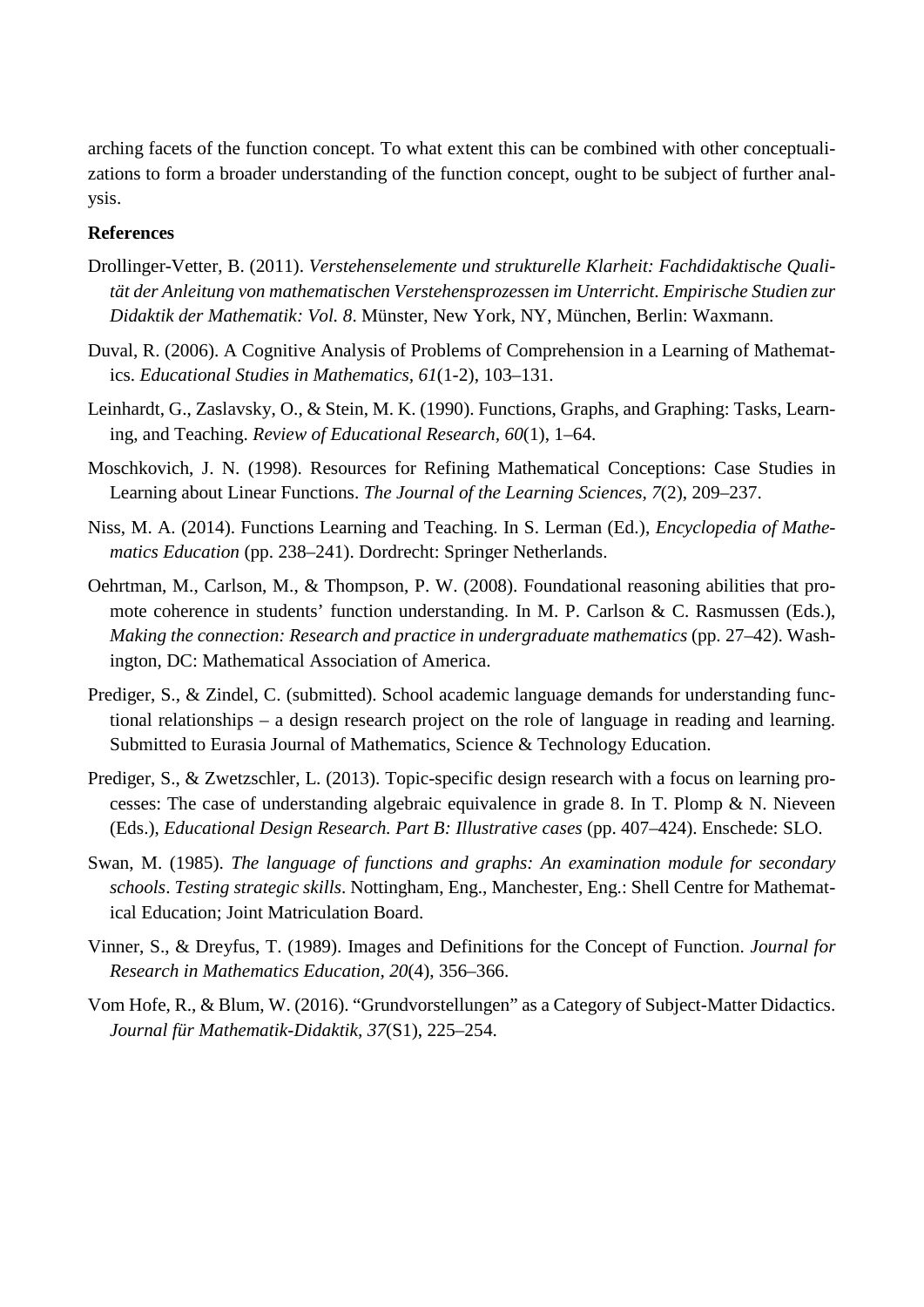arching facets of the function concept. To what extent this can be combined with other conceptualizations to form a broader understanding of the function concept, ought to be subject of further analysis.

## References

Drollinger-Vetter, B. (2011). *Verstehenselemente und strukturelle Klarheit: Fachdidaktische Qualität der Anleitung von mathematischen Verstehensprozessen im Unterricht*. *Empirische Studien zur Didaktik der Mathematik: Vol. 8*. Münster, New York, NY, München, Berlin: Waxmann.

Duval, R. (2006). A Cognitive Analysis of Problems of Comprehension in a Learning of Mathematics. *Educational Studies in Mathematics, 61*(1-2), 103–131.

Leinhardt, G., Zaslavsky, O., & Stein, M. K. (1990). Functions, Graphs, and Graphing: Tasks, Learning, and Teaching. *Review of Educational Research, 60*(1), 1–64.

Moschkovich, J. N. (1998). Resources for Refining Mathematical Conceptions: Case Studies in Learning about Linear Functions. *The Journal of the Learning Sciences, 7*(2), 209–237.

Niss, M. A. (2014). Functions Learning and Teaching. In S. Lerman (Ed.), *Encyclopedia of Mathematics Education* (pp. 238–241). Dordrecht: Springer Netherlands.

Oehrtman, M., Carlson, M., & Thompson, P. W. (2008). Foundational reasoning abilities that promote coherence in students' function understanding. In M. P. Carlson & C. Rasmussen (Eds.), *Making the connection: Research and practice in undergraduate mathematics* (pp. 27–42). Washington, DC: Mathematical Association of America.

Prediger, S., & Zindel, C. (submitted). School academic language demands for understanding functional relationships – a design research project on the role of language in reading and learning. Submitted to Eurasia Journal of Mathematics, Science & Technology Education.

Prediger, S., & Zwetzschler, L. (2013). Topic-specific design research with a focus on learning processes: The case of understanding algebraic equivalence in grade 8. In T. Plomp & N. Nieveen (Eds.), *Educational Design Research. Part B: Illustrative cases* (pp. 407–424). Enschede: SLO.

Swan, M. (1985). *The language of functions and graphs: An examination module for secondary schools*. *Testing strategic skills*. Nottingham, Eng., Manchester, Eng.: Shell Centre for Mathematical Education; Joint Matriculation Board.

Vinner, S., & Dreyfus, T. (1989). Images and Definitions for the Concept of Function. *Journal for Research in Mathematics Education, 20*(4), 356–366.

Vom Hofe, R., & Blum, W. (2016). "Grundvorstellungen" as a Category of Subject-Matter Didactics. *Journal für Mathematik-Didaktik, 37*(S1), 225–254.